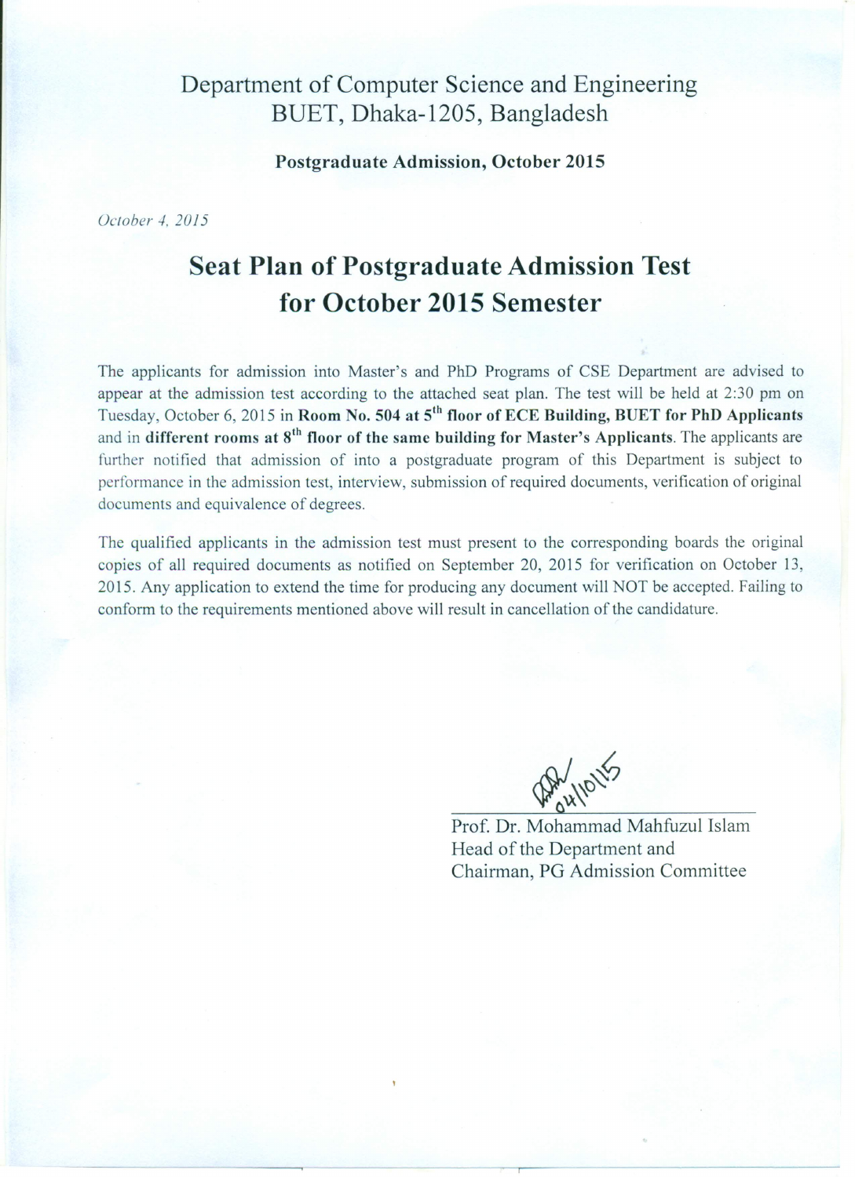Department of Computer Science and Engineering
BUET, Dhaka-1205, Bangladesh

**Postgraduate Admission, October 2015**

*October 4, 2015*

# Seat Plan of Postgraduate Admission Test for October 2015 Semester

The applicants for admission into Master's and PhD Programs of CSE Department are advised to appear at the admission test according to the attached seat plan. The test will be held at 2:30 pm on Tuesday, October 6, 2015 in **Room No. 504 at 5th floor of ECE Building, BUET for PhD Applicants** and in **different rooms at 8th floor of the same building for Master's Applicants**. The applicants are further notified that admission of into a postgraduate program of this Department is subject to performance in the admission test, interview, submission of required documents, verification of original documents and equivalence of degrees.

The qualified applicants in the admission test must present to the corresponding boards the original copies of all required documents as notified on September 20, 2015 for verification on October 13, 2015. Any application to extend the time for producing any document will NOT be accepted. Failing to conform to the requirements mentioned above will result in cancellation of the candidature.

04/10/15

Prof. Dr. Mohammad Mahfuzul Islam
Head of the Department and
Chairman, PG Admission Committee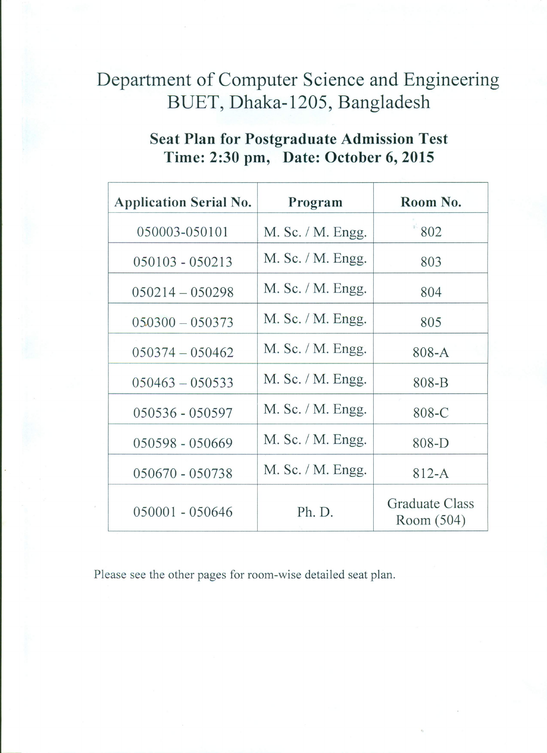# Department of Computer Science and Engineering
# BUET, Dhaka-1205, Bangladesh

## Seat Plan for Postgraduate Admission Test
## Time: 2:30 pm, Date: October 6, 2015

| Application Serial No. | Program | Room No. |
|---|---|---|
| 050003-050101 | M. Sc. / M. Engg. | 802 |
| 050103 - 050213 | M. Sc. / M. Engg. | 803 |
| 050214 – 050298 | M. Sc. / M. Engg. | 804 |
| 050300 – 050373 | M. Sc. / M. Engg. | 805 |
| 050374 – 050462 | M. Sc. / M. Engg. | 808-A |
| 050463 – 050533 | M. Sc. / M. Engg. | 808-B |
| 050536 - 050597 | M. Sc. / M. Engg. | 808-C |
| 050598 - 050669 | M. Sc. / M. Engg. | 808-D |
| 050670 - 050738 | M. Sc. / M. Engg. | 812-A |
| 050001 - 050646 | Ph. D. | Graduate Class Room (504) |

Please see the other pages for room-wise detailed seat plan.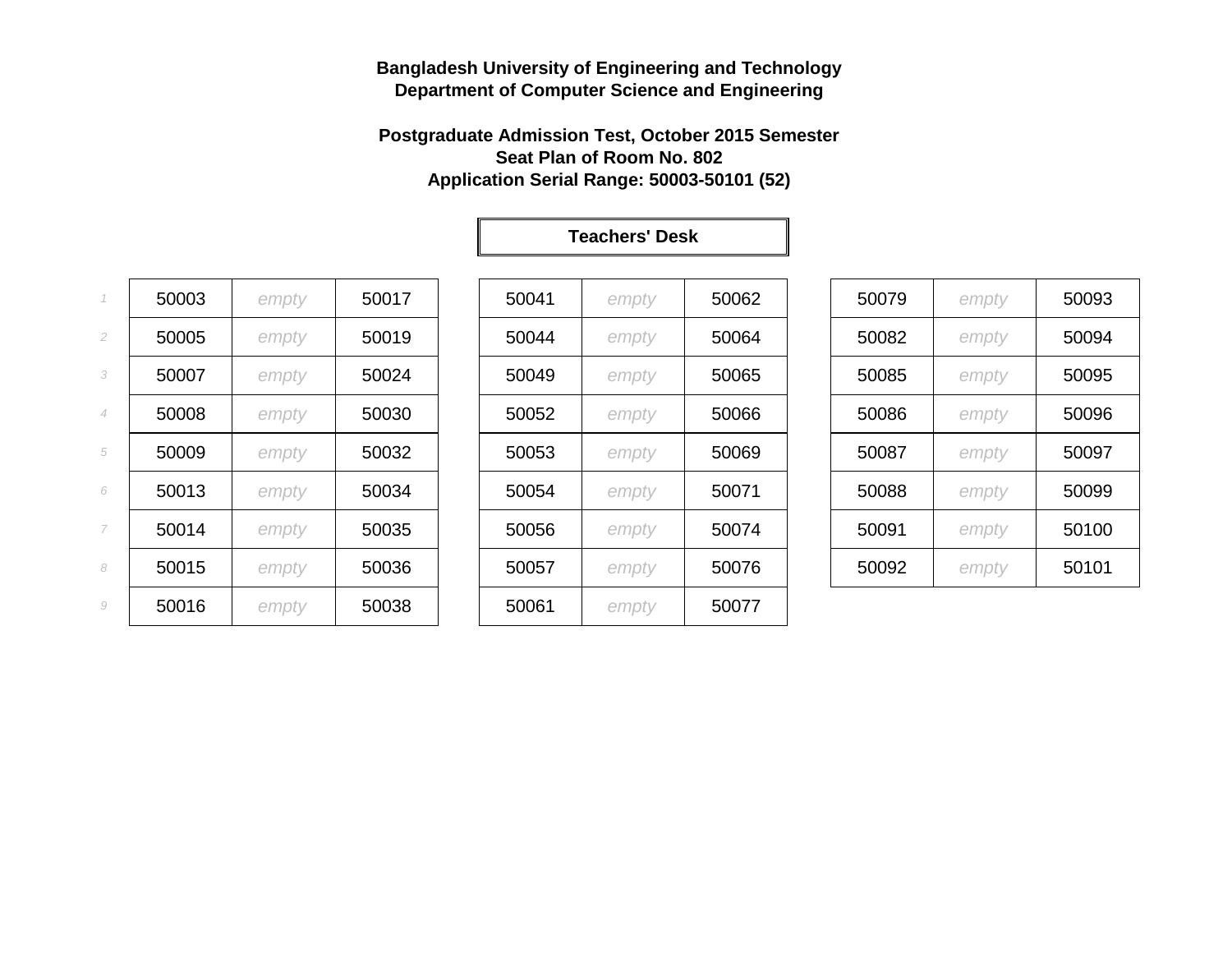**Bangladesh University of Engineering and Technology**
**Department of Computer Science and Engineering**

**Postgraduate Admission Test, October 2015 Semester**
**Seat Plan of Room No. 802**
**Application Serial Range: 50003-50101 (52)**

**Teachers' Desk**

| | | | | | | | | | |
|---|---|---|---|---|---|---|---|---|---|
| *1* | 50003 | *empty* | 50017 | 50041 | *empty* | 50062 | 50079 | *empty* | 50093 |
| *2* | 50005 | *empty* | 50019 | 50044 | *empty* | 50064 | 50082 | *empty* | 50094 |
| *3* | 50007 | *empty* | 50024 | 50049 | *empty* | 50065 | 50085 | *empty* | 50095 |
| *4* | 50008 | *empty* | 50030 | 50052 | *empty* | 50066 | 50086 | *empty* | 50096 |
| *5* | 50009 | *empty* | 50032 | 50053 | *empty* | 50069 | 50087 | *empty* | 50097 |
| *6* | 50013 | *empty* | 50034 | 50054 | *empty* | 50071 | 50088 | *empty* | 50099 |
| *7* | 50014 | *empty* | 50035 | 50056 | *empty* | 50074 | 50091 | *empty* | 50100 |
| *8* | 50015 | *empty* | 50036 | 50057 | *empty* | 50076 | 50092 | *empty* | 50101 |
| *9* | 50016 | *empty* | 50038 | 50061 | *empty* | 50077 | | | |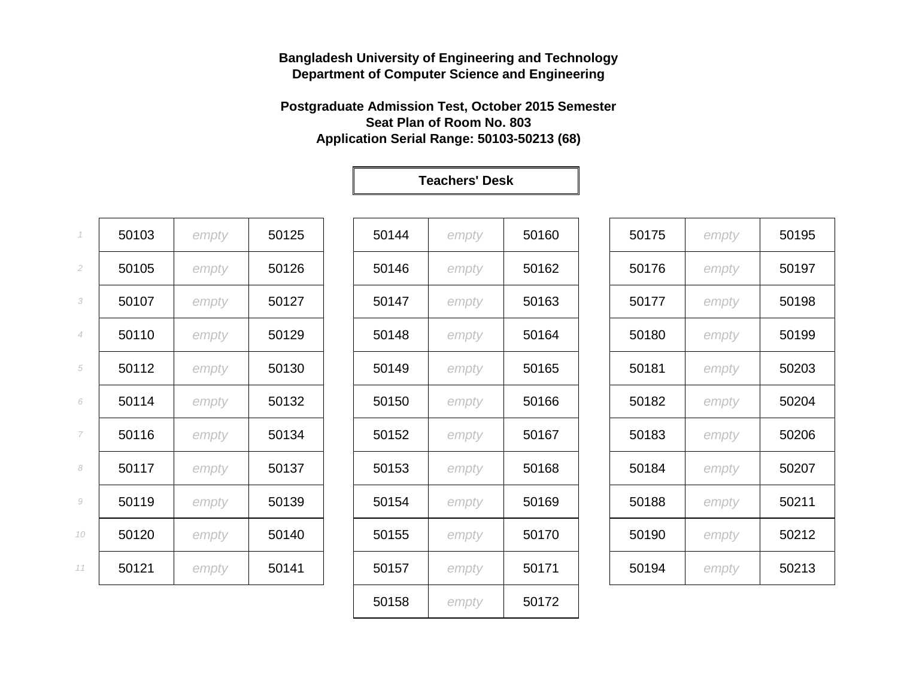**Bangladesh University of Engineering and Technology**
**Department of Computer Science and Engineering**

**Postgraduate Admission Test, October 2015 Semester**
**Seat Plan of Room No. 803**
**Application Serial Range: 50103-50213 (68)**

**Teachers' Desk**

| Row | | | | | | | | | |
|---|---|---|---|---|---|---|---|---|---|
| *1* | 50103 | *empty* | 50125 | 50144 | *empty* | 50160 | 50175 | *empty* | 50195 |
| *2* | 50105 | *empty* | 50126 | 50146 | *empty* | 50162 | 50176 | *empty* | 50197 |
| *3* | 50107 | *empty* | 50127 | 50147 | *empty* | 50163 | 50177 | *empty* | 50198 |
| *4* | 50110 | *empty* | 50129 | 50148 | *empty* | 50164 | 50180 | *empty* | 50199 |
| *5* | 50112 | *empty* | 50130 | 50149 | *empty* | 50165 | 50181 | *empty* | 50203 |
| *6* | 50114 | *empty* | 50132 | 50150 | *empty* | 50166 | 50182 | *empty* | 50204 |
| *7* | 50116 | *empty* | 50134 | 50152 | *empty* | 50167 | 50183 | *empty* | 50206 |
| *8* | 50117 | *empty* | 50137 | 50153 | *empty* | 50168 | 50184 | *empty* | 50207 |
| *9* | 50119 | *empty* | 50139 | 50154 | *empty* | 50169 | 50188 | *empty* | 50211 |
| *10* | 50120 | *empty* | 50140 | 50155 | *empty* | 50170 | 50190 | *empty* | 50212 |
| *11* | 50121 | *empty* | 50141 | 50157 | *empty* | 50171 | 50194 | *empty* | 50213 |
| | | | | 50158 | *empty* | 50172 | | | |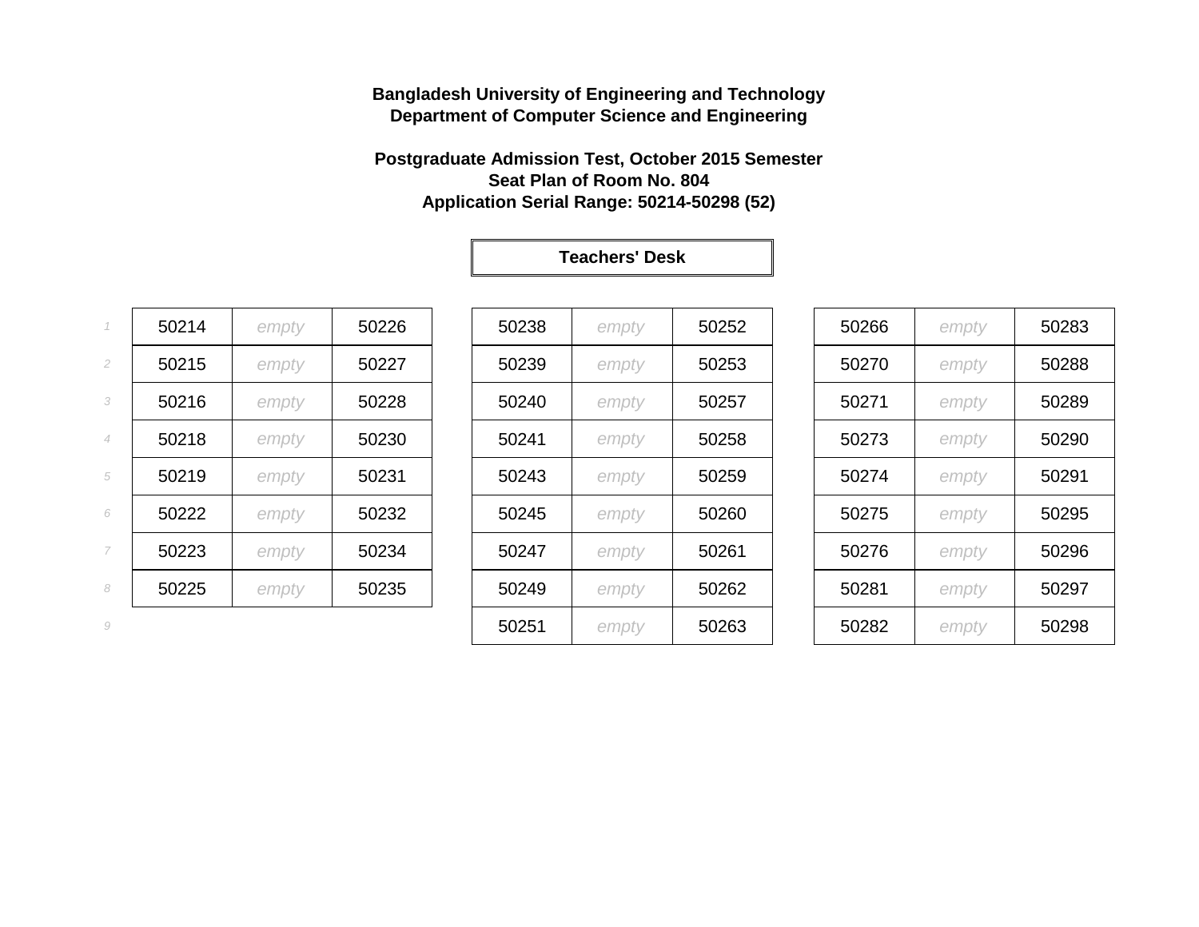**Bangladesh University of Engineering and Technology**
**Department of Computer Science and Engineering**

**Postgraduate Admission Test, October 2015 Semester**
**Seat Plan of Room No. 804**
**Application Serial Range: 50214-50298 (52)**

**Teachers' Desk**

| | | | | | | | | | | |
|---|---|---|---|---|---|---|---|---|---|---|
| 1 | 50214 | empty | 50226 | | 50238 | empty | 50252 | | 50266 | empty | 50283 |
| 2 | 50215 | empty | 50227 | | 50239 | empty | 50253 | | 50270 | empty | 50288 |
| 3 | 50216 | empty | 50228 | | 50240 | empty | 50257 | | 50271 | empty | 50289 |
| 4 | 50218 | empty | 50230 | | 50241 | empty | 50258 | | 50273 | empty | 50290 |
| 5 | 50219 | empty | 50231 | | 50243 | empty | 50259 | | 50274 | empty | 50291 |
| 6 | 50222 | empty | 50232 | | 50245 | empty | 50260 | | 50275 | empty | 50295 |
| 7 | 50223 | empty | 50234 | | 50247 | empty | 50261 | | 50276 | empty | 50296 |
| 8 | 50225 | empty | 50235 | | 50249 | empty | 50262 | | 50281 | empty | 50297 |
| 9 | | | | | 50251 | empty | 50263 | | 50282 | empty | 50298 |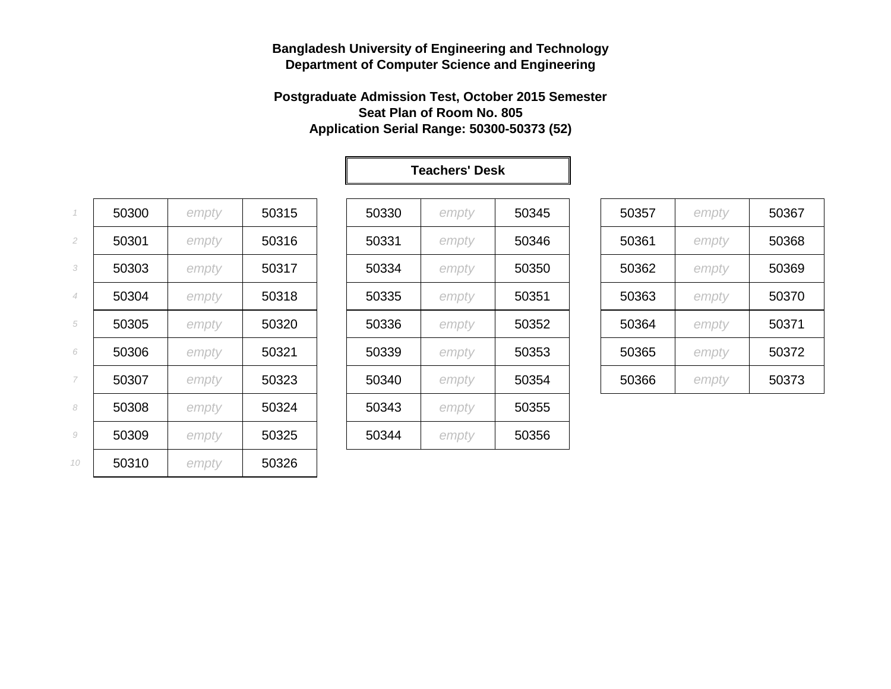**Bangladesh University of Engineering and Technology**
**Department of Computer Science and Engineering**

**Postgraduate Admission Test, October 2015 Semester**
**Seat Plan of Room No. 805**
**Application Serial Range: 50300-50373 (52)**

**Teachers' Desk**

| | | | | | | | | | |
|---|---|---|---|---|---|---|---|---|---|
| *1* | 50300 | *empty* | 50315 | 50330 | *empty* | 50345 | 50357 | *empty* | 50367 |
| *2* | 50301 | *empty* | 50316 | 50331 | *empty* | 50346 | 50361 | *empty* | 50368 |
| *3* | 50303 | *empty* | 50317 | 50334 | *empty* | 50350 | 50362 | *empty* | 50369 |
| *4* | 50304 | *empty* | 50318 | 50335 | *empty* | 50351 | 50363 | *empty* | 50370 |
| *5* | 50305 | *empty* | 50320 | 50336 | *empty* | 50352 | 50364 | *empty* | 50371 |
| *6* | 50306 | *empty* | 50321 | 50339 | *empty* | 50353 | 50365 | *empty* | 50372 |
| *7* | 50307 | *empty* | 50323 | 50340 | *empty* | 50354 | 50366 | *empty* | 50373 |
| *8* | 50308 | *empty* | 50324 | 50343 | *empty* | 50355 | | | |
| *9* | 50309 | *empty* | 50325 | 50344 | *empty* | 50356 | | | |
| *10* | 50310 | *empty* | 50326 | | | | | | |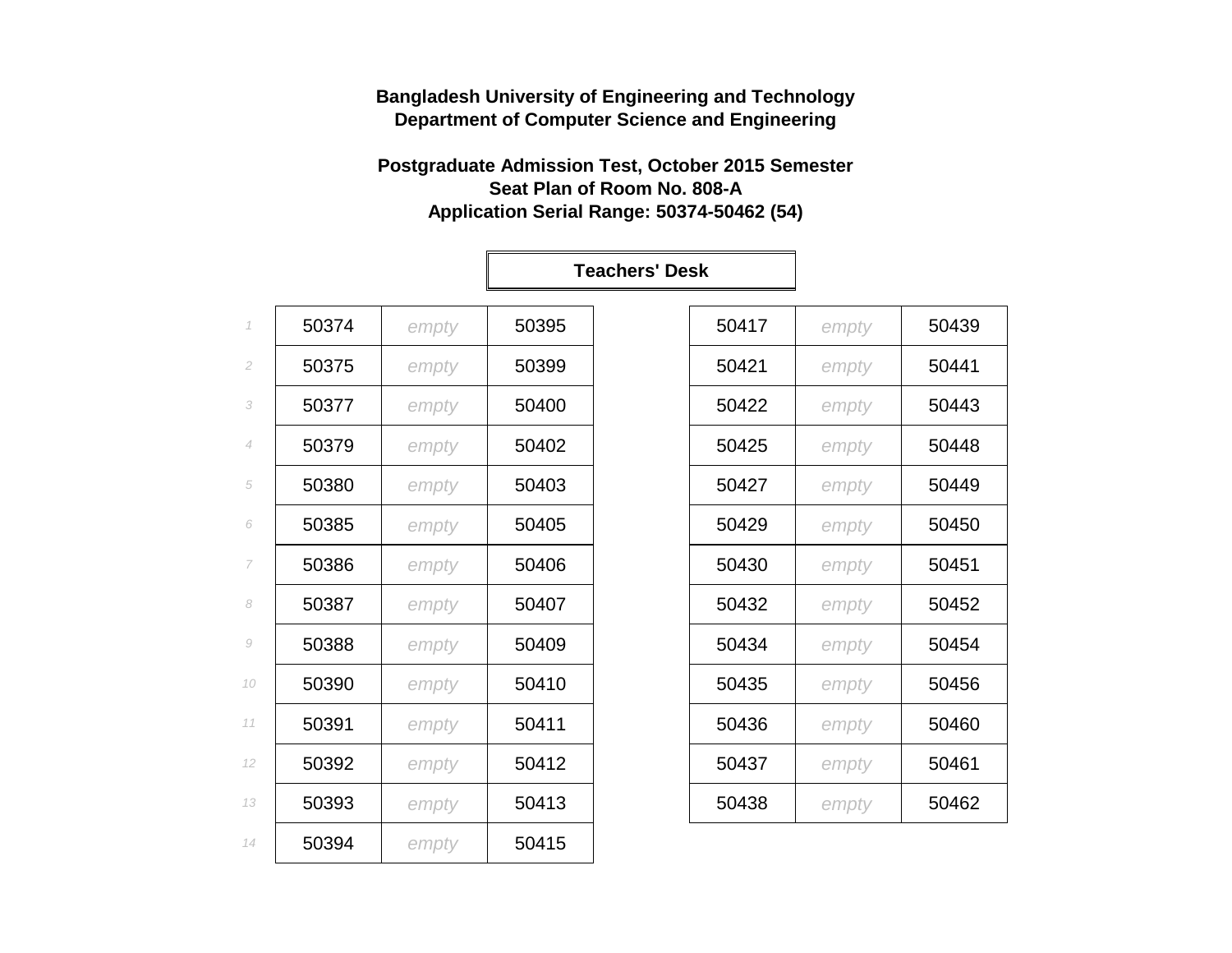**Bangladesh University of Engineering and Technology**
**Department of Computer Science and Engineering**

**Postgraduate Admission Test, October 2015 Semester**
**Seat Plan of Room No. 808-A**
**Application Serial Range: 50374-50462 (54)**

**Teachers' Desk**

| Row | | | | | | |
|---|---|---|---|---|---|---|
| 1 | 50374 | *empty* | 50395 | 50417 | *empty* | 50439 |
| 2 | 50375 | *empty* | 50399 | 50421 | *empty* | 50441 |
| 3 | 50377 | *empty* | 50400 | 50422 | *empty* | 50443 |
| 4 | 50379 | *empty* | 50402 | 50425 | *empty* | 50448 |
| 5 | 50380 | *empty* | 50403 | 50427 | *empty* | 50449 |
| 6 | 50385 | *empty* | 50405 | 50429 | *empty* | 50450 |
| 7 | 50386 | *empty* | 50406 | 50430 | *empty* | 50451 |
| 8 | 50387 | *empty* | 50407 | 50432 | *empty* | 50452 |
| 9 | 50388 | *empty* | 50409 | 50434 | *empty* | 50454 |
| 10 | 50390 | *empty* | 50410 | 50435 | *empty* | 50456 |
| 11 | 50391 | *empty* | 50411 | 50436 | *empty* | 50460 |
| 12 | 50392 | *empty* | 50412 | 50437 | *empty* | 50461 |
| 13 | 50393 | *empty* | 50413 | 50438 | *empty* | 50462 |
| 14 | 50394 | *empty* | 50415 | | | |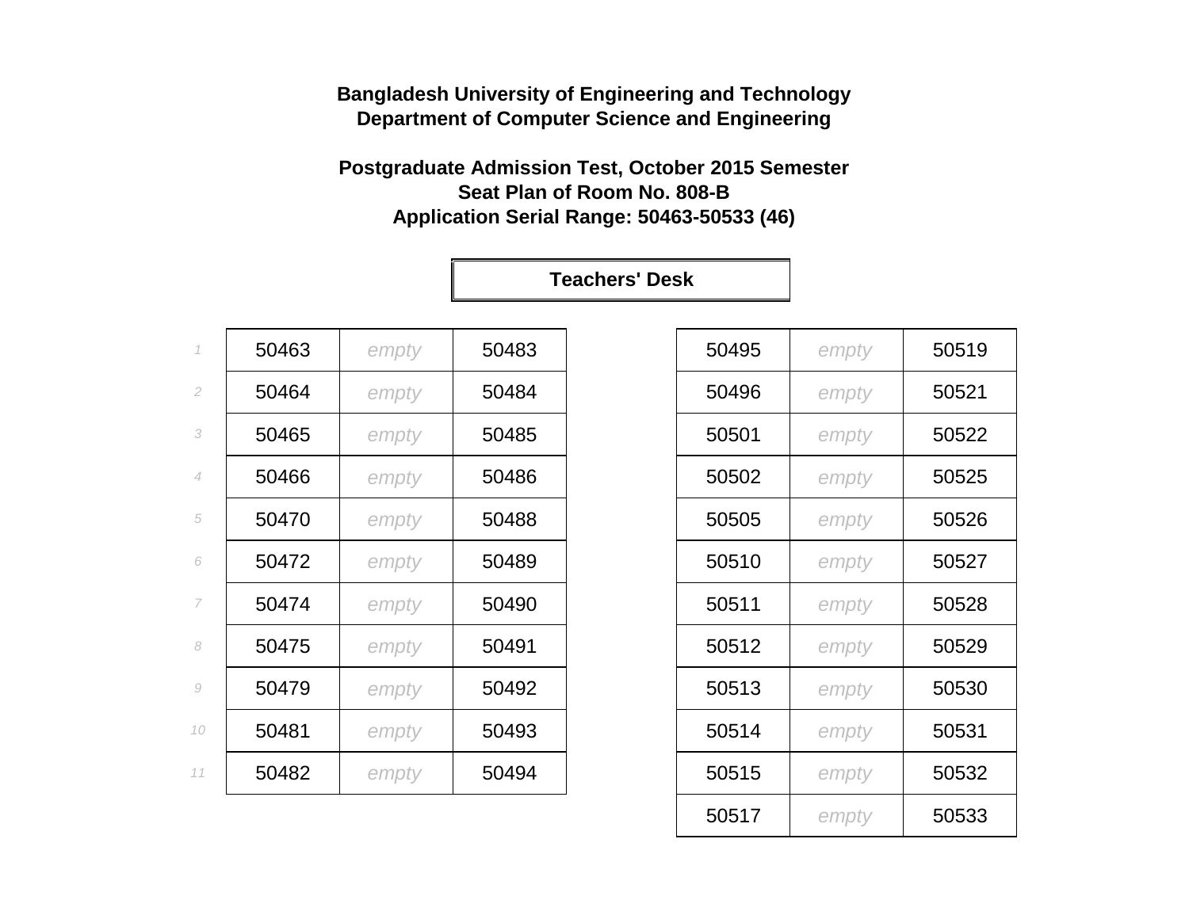**Bangladesh University of Engineering and Technology**
**Department of Computer Science and Engineering**

**Postgraduate Admission Test, October 2015 Semester**
**Seat Plan of Room No. 808-B**
**Application Serial Range: 50463-50533 (46)**

**Teachers' Desk**

| | | | | | | |
|---|---|---|---|---|---|---|
| 1 | 50463 | empty | 50483 | 50495 | empty | 50519 |
| 2 | 50464 | empty | 50484 | 50496 | empty | 50521 |
| 3 | 50465 | empty | 50485 | 50501 | empty | 50522 |
| 4 | 50466 | empty | 50486 | 50502 | empty | 50525 |
| 5 | 50470 | empty | 50488 | 50505 | empty | 50526 |
| 6 | 50472 | empty | 50489 | 50510 | empty | 50527 |
| 7 | 50474 | empty | 50490 | 50511 | empty | 50528 |
| 8 | 50475 | empty | 50491 | 50512 | empty | 50529 |
| 9 | 50479 | empty | 50492 | 50513 | empty | 50530 |
| 10 | 50481 | empty | 50493 | 50514 | empty | 50531 |
| 11 | 50482 | empty | 50494 | 50515 | empty | 50532 |
| | | | | 50517 | empty | 50533 |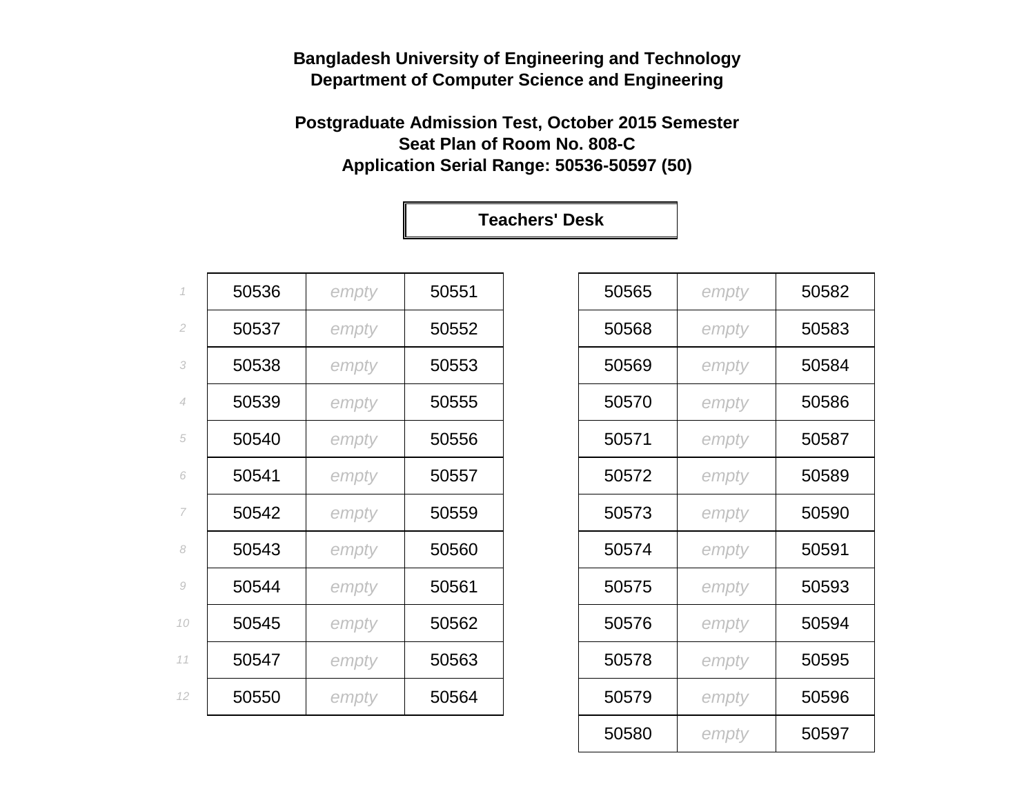**Bangladesh University of Engineering and Technology**
**Department of Computer Science and Engineering**

**Postgraduate Admission Test, October 2015 Semester**
**Seat Plan of Room No. 808-C**
**Application Serial Range: 50536-50597 (50)**

**Teachers' Desk**

| | | | |
|---|---|---|---|
| 1 | 50536 | *empty* | 50551 |
| 2 | 50537 | *empty* | 50552 |
| 3 | 50538 | *empty* | 50553 |
| 4 | 50539 | *empty* | 50555 |
| 5 | 50540 | *empty* | 50556 |
| 6 | 50541 | *empty* | 50557 |
| 7 | 50542 | *empty* | 50559 |
| 8 | 50543 | *empty* | 50560 |
| 9 | 50544 | *empty* | 50561 |
| 10 | 50545 | *empty* | 50562 |
| 11 | 50547 | *empty* | 50563 |
| 12 | 50550 | *empty* | 50564 |

| | | |
|---|---|---|
| 50565 | *empty* | 50582 |
| 50568 | *empty* | 50583 |
| 50569 | *empty* | 50584 |
| 50570 | *empty* | 50586 |
| 50571 | *empty* | 50587 |
| 50572 | *empty* | 50589 |
| 50573 | *empty* | 50590 |
| 50574 | *empty* | 50591 |
| 50575 | *empty* | 50593 |
| 50576 | *empty* | 50594 |
| 50578 | *empty* | 50595 |
| 50579 | *empty* | 50596 |
| 50580 | *empty* | 50597 |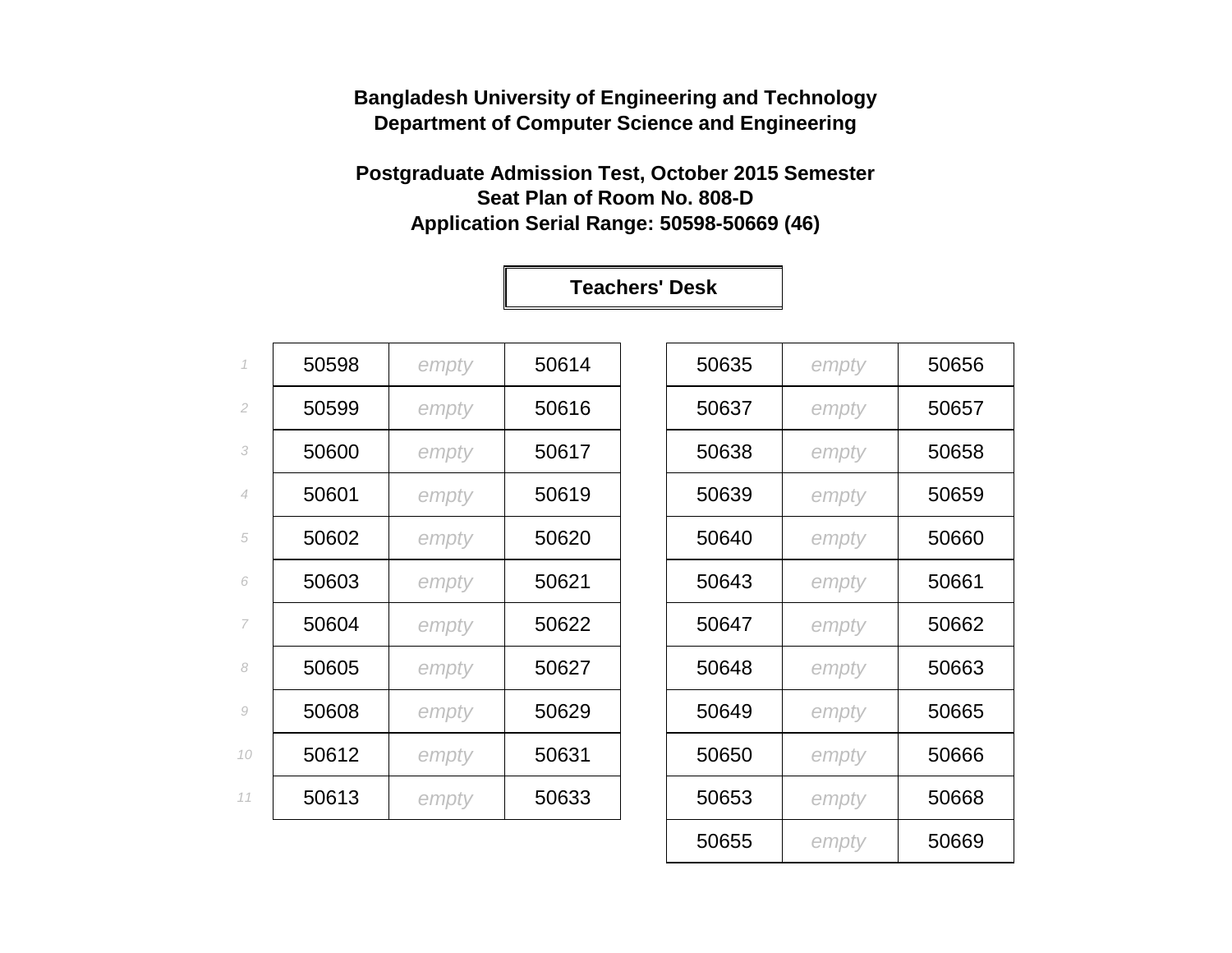**Bangladesh University of Engineering and Technology**
**Department of Computer Science and Engineering**

**Postgraduate Admission Test, October 2015 Semester**
**Seat Plan of Room No. 808-D**
**Application Serial Range: 50598-50669 (46)**

**Teachers' Desk**

| Row | | | | | | |
|---|---|---|---|---|---|---|
| 1 | 50598 | *empty* | 50614 | 50635 | *empty* | 50656 |
| 2 | 50599 | *empty* | 50616 | 50637 | *empty* | 50657 |
| 3 | 50600 | *empty* | 50617 | 50638 | *empty* | 50658 |
| 4 | 50601 | *empty* | 50619 | 50639 | *empty* | 50659 |
| 5 | 50602 | *empty* | 50620 | 50640 | *empty* | 50660 |
| 6 | 50603 | *empty* | 50621 | 50643 | *empty* | 50661 |
| 7 | 50604 | *empty* | 50622 | 50647 | *empty* | 50662 |
| 8 | 50605 | *empty* | 50627 | 50648 | *empty* | 50663 |
| 9 | 50608 | *empty* | 50629 | 50649 | *empty* | 50665 |
| 10 | 50612 | *empty* | 50631 | 50650 | *empty* | 50666 |
| 11 | 50613 | *empty* | 50633 | 50653 | *empty* | 50668 |
| | | | | 50655 | *empty* | 50669 |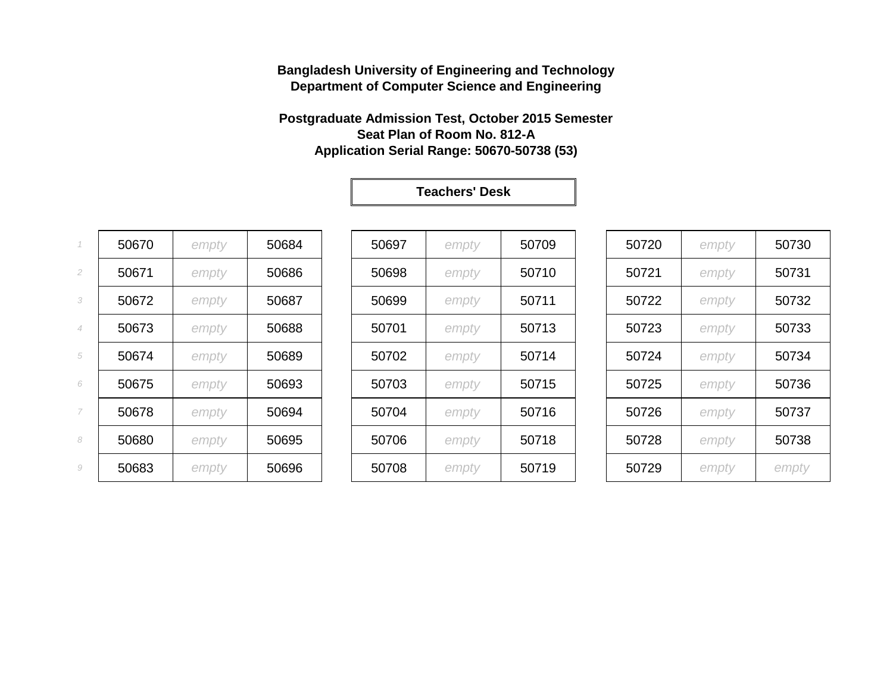**Bangladesh University of Engineering and Technology**
**Department of Computer Science and Engineering**

**Postgraduate Admission Test, October 2015 Semester**
**Seat Plan of Room No. 812-A**
**Application Serial Range: 50670-50738 (53)**

**Teachers' Desk**

| | | | | | | | | | |
|---|---|---|---|---|---|---|---|---|---|
| 1 | 50670 | empty | 50684 | 50697 | empty | 50709 | 50720 | empty | 50730 |
| 2 | 50671 | empty | 50686 | 50698 | empty | 50710 | 50721 | empty | 50731 |
| 3 | 50672 | empty | 50687 | 50699 | empty | 50711 | 50722 | empty | 50732 |
| 4 | 50673 | empty | 50688 | 50701 | empty | 50713 | 50723 | empty | 50733 |
| 5 | 50674 | empty | 50689 | 50702 | empty | 50714 | 50724 | empty | 50734 |
| 6 | 50675 | empty | 50693 | 50703 | empty | 50715 | 50725 | empty | 50736 |
| 7 | 50678 | empty | 50694 | 50704 | empty | 50716 | 50726 | empty | 50737 |
| 8 | 50680 | empty | 50695 | 50706 | empty | 50718 | 50728 | empty | 50738 |
| 9 | 50683 | empty | 50696 | 50708 | empty | 50719 | 50729 | empty | empty |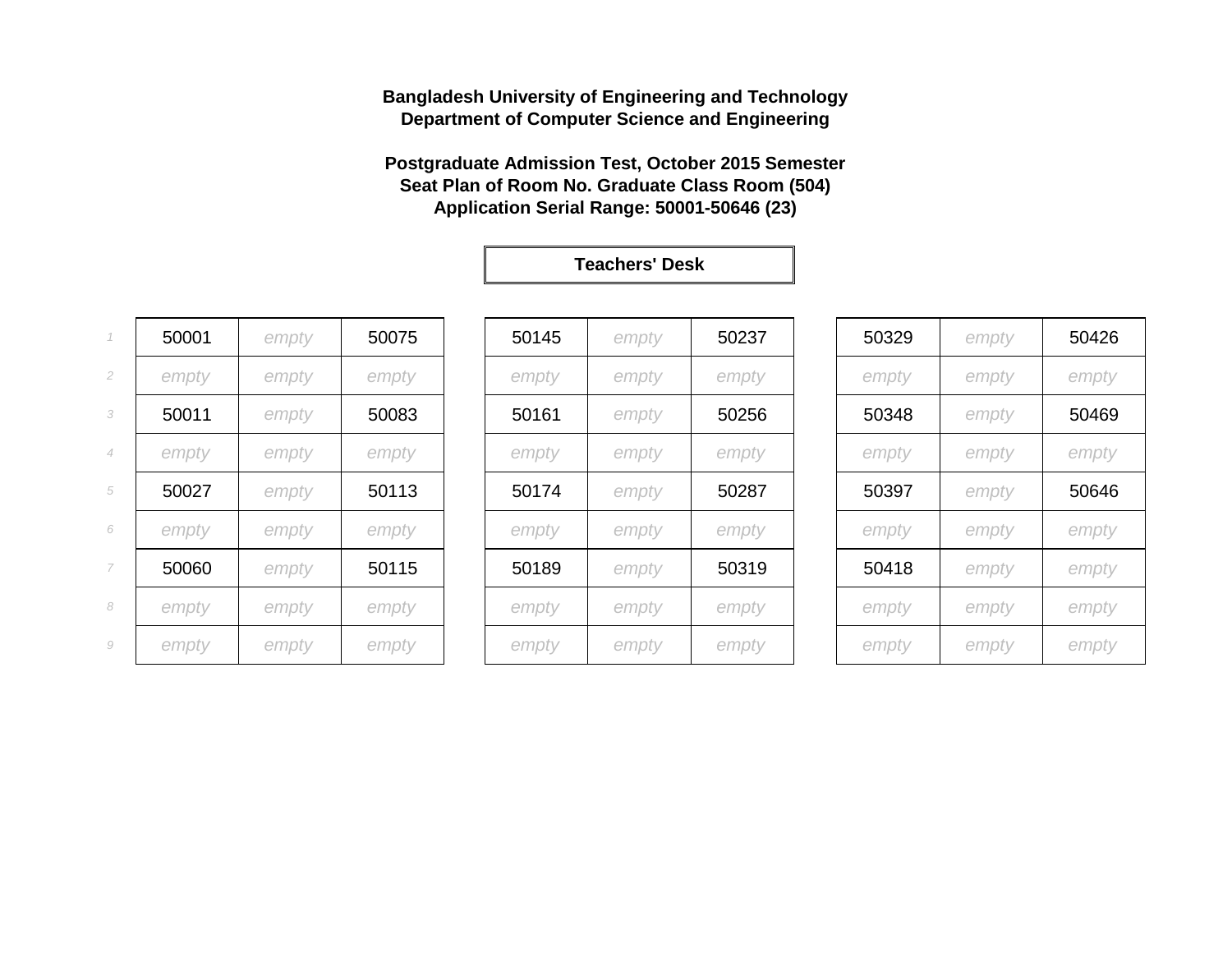**Bangladesh University of Engineering and Technology**
**Department of Computer Science and Engineering**

**Postgraduate Admission Test, October 2015 Semester**
**Seat Plan of Room No. Graduate Class Room (504)**
**Application Serial Range: 50001-50646 (23)**

**Teachers' Desk**

| | | | | | | | | | |
|---|---|---|---|---|---|---|---|---|---|
| 1 | 50001 | empty | 50075 | 50145 | empty | 50237 | 50329 | empty | 50426 |
| 2 | empty | empty | empty | empty | empty | empty | empty | empty | empty |
| 3 | 50011 | empty | 50083 | 50161 | empty | 50256 | 50348 | empty | 50469 |
| 4 | empty | empty | empty | empty | empty | empty | empty | empty | empty |
| 5 | 50027 | empty | 50113 | 50174 | empty | 50287 | 50397 | empty | 50646 |
| 6 | empty | empty | empty | empty | empty | empty | empty | empty | empty |
| 7 | 50060 | empty | 50115 | 50189 | empty | 50319 | 50418 | empty | empty |
| 8 | empty | empty | empty | empty | empty | empty | empty | empty | empty |
| 9 | empty | empty | empty | empty | empty | empty | empty | empty | empty |